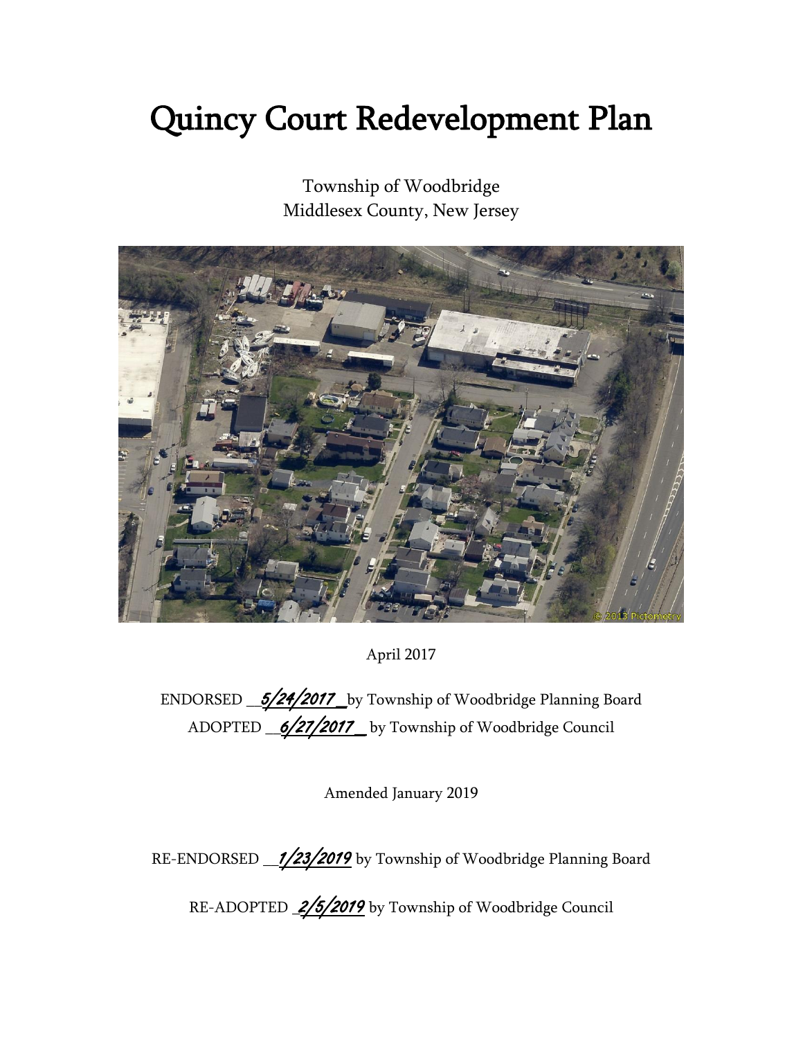# Quincy Court Redevelopment Plan

Township of Woodbridge
Middlesex County, New Jersey

April 2017

ENDORSED __5/24/2017_ by Township of Woodbridge Planning Board
ADOPTED __6/27/2017_ by Township of Woodbridge Council

Amended January 2019

RE-ENDORSED __1/23/2019 by Township of Woodbridge Planning Board

RE-ADOPTED _2/5/2019 by Township of Woodbridge Council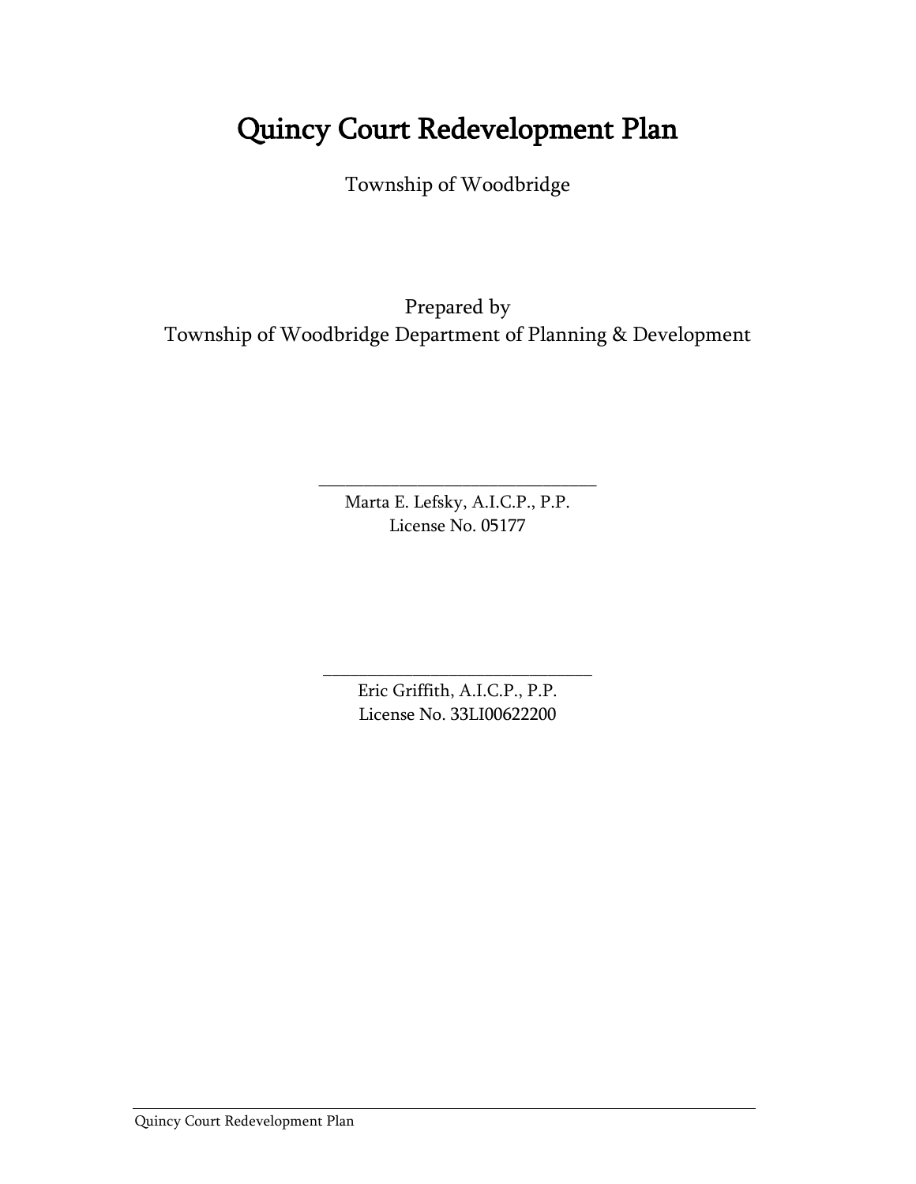# Quincy Court Redevelopment Plan

Township of Woodbridge

Prepared by
Township of Woodbridge Department of Planning & Development

\_\_\_\_\_\_\_\_\_\_\_\_\_\_\_\_\_\_\_\_\_\_\_\_\_\_\_\_\_\_\_\_
Marta E. Lefsky, A.I.C.P., P.P.
License No. 05177

\_\_\_\_\_\_\_\_\_\_\_\_\_\_\_\_\_\_\_\_\_\_\_\_\_\_\_\_\_\_\_\_
Eric Griffith, A.I.C.P., P.P.
License No. 33LI00622200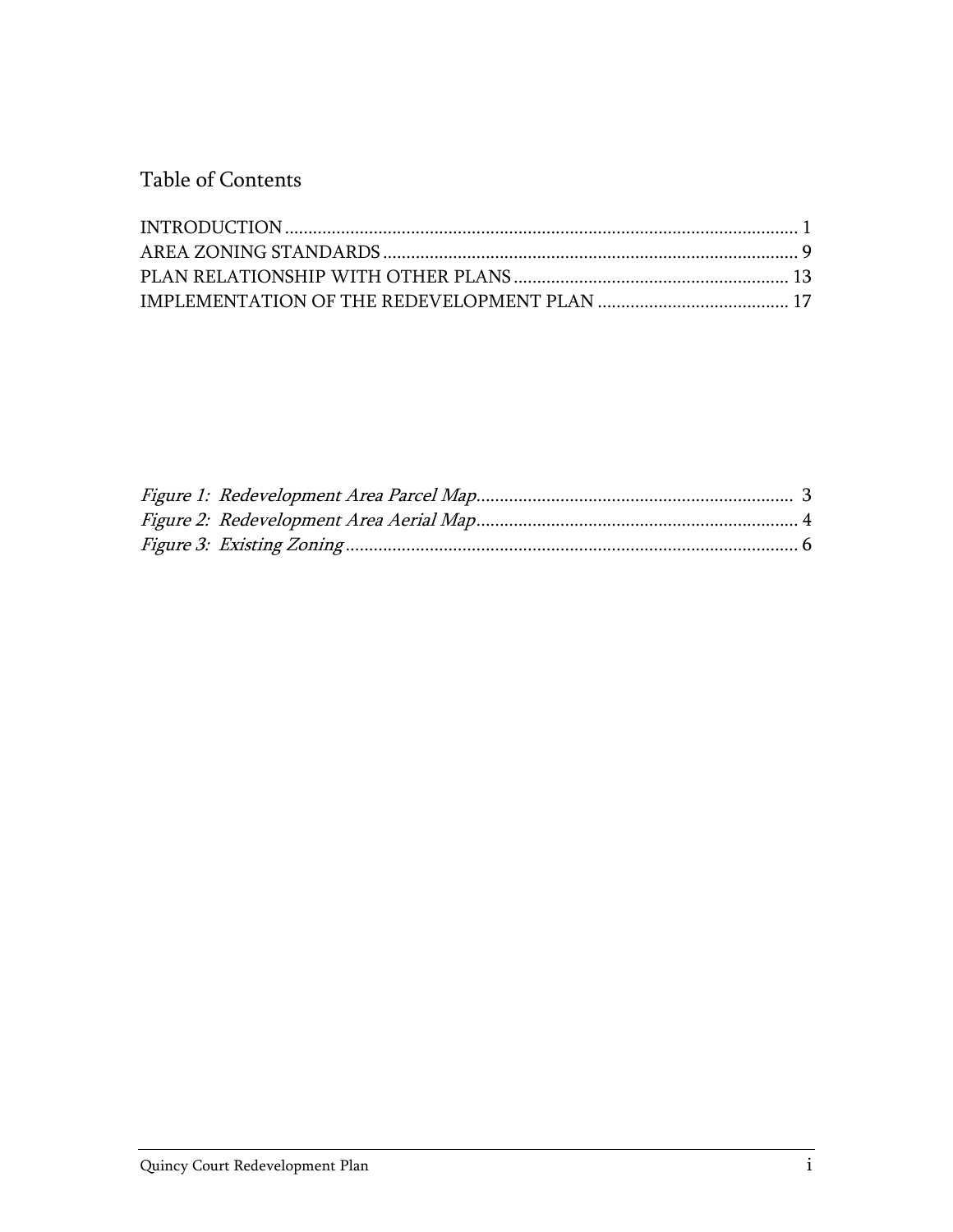## Table of Contents

INTRODUCTION ............................................................................................................ 1
AREA ZONING STANDARDS ........................................................................................ 9
PLAN RELATIONSHIP WITH OTHER PLANS ........................................................... 13
IMPLEMENTATION OF THE REDEVELOPMENT PLAN ......................................... 17

*Figure 1: Redevelopment Area Parcel Map* .................................................................... 3
*Figure 2: Redevelopment Area Aerial Map* ..................................................................... 4
*Figure 3: Existing Zoning* ................................................................................................. 6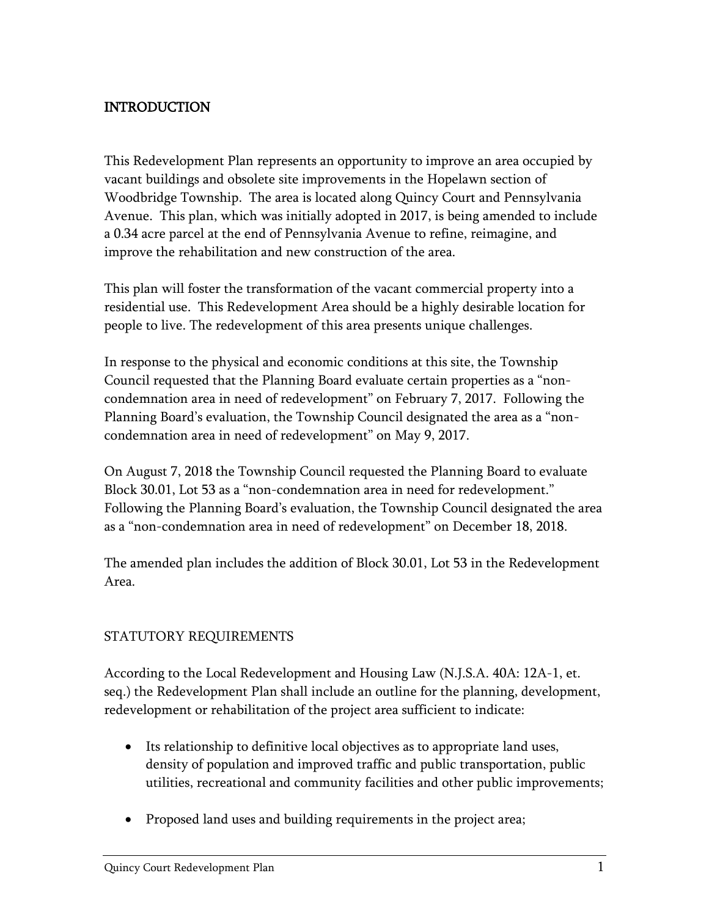## INTRODUCTION

This Redevelopment Plan represents an opportunity to improve an area occupied by vacant buildings and obsolete site improvements in the Hopelawn section of Woodbridge Township. The area is located along Quincy Court and Pennsylvania Avenue. This plan, which was initially adopted in 2017, is being amended to include a 0.34 acre parcel at the end of Pennsylvania Avenue to refine, reimagine, and improve the rehabilitation and new construction of the area.

This plan will foster the transformation of the vacant commercial property into a residential use. This Redevelopment Area should be a highly desirable location for people to live. The redevelopment of this area presents unique challenges.

In response to the physical and economic conditions at this site, the Township Council requested that the Planning Board evaluate certain properties as a "non-condemnation area in need of redevelopment" on February 7, 2017. Following the Planning Board's evaluation, the Township Council designated the area as a "non-condemnation area in need of redevelopment" on May 9, 2017.

On August 7, 2018 the Township Council requested the Planning Board to evaluate Block 30.01, Lot 53 as a "non-condemnation area in need for redevelopment." Following the Planning Board's evaluation, the Township Council designated the area as a "non-condemnation area in need of redevelopment" on December 18, 2018.

The amended plan includes the addition of Block 30.01, Lot 53 in the Redevelopment Area.

## STATUTORY REQUIREMENTS

According to the Local Redevelopment and Housing Law (N.J.S.A. 40A: 12A-1, et. seq.) the Redevelopment Plan shall include an outline for the planning, development, redevelopment or rehabilitation of the project area sufficient to indicate:

- Its relationship to definitive local objectives as to appropriate land uses, density of population and improved traffic and public transportation, public utilities, recreational and community facilities and other public improvements;
- Proposed land uses and building requirements in the project area;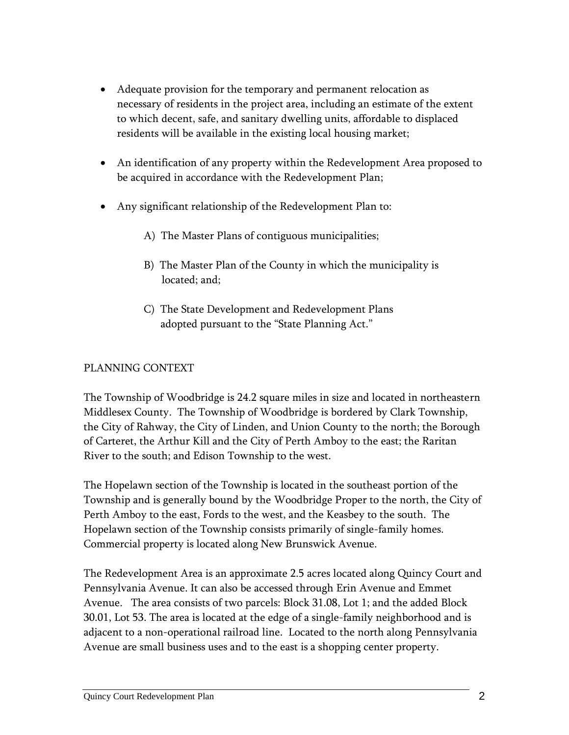- Adequate provision for the temporary and permanent relocation as necessary of residents in the project area, including an estimate of the extent to which decent, safe, and sanitary dwelling units, affordable to displaced residents will be available in the existing local housing market;

- An identification of any property within the Redevelopment Area proposed to be acquired in accordance with the Redevelopment Plan;

- Any significant relationship of the Redevelopment Plan to:

  A) The Master Plans of contiguous municipalities;

  B) The Master Plan of the County in which the municipality is located; and;

  C) The State Development and Redevelopment Plans adopted pursuant to the "State Planning Act."

## PLANNING CONTEXT

The Township of Woodbridge is 24.2 square miles in size and located in northeastern Middlesex County. The Township of Woodbridge is bordered by Clark Township, the City of Rahway, the City of Linden, and Union County to the north; the Borough of Carteret, the Arthur Kill and the City of Perth Amboy to the east; the Raritan River to the south; and Edison Township to the west.

The Hopelawn section of the Township is located in the southeast portion of the Township and is generally bound by the Woodbridge Proper to the north, the City of Perth Amboy to the east, Fords to the west, and the Keasbey to the south. The Hopelawn section of the Township consists primarily of single-family homes. Commercial property is located along New Brunswick Avenue.

The Redevelopment Area is an approximate 2.5 acres located along Quincy Court and Pennsylvania Avenue. It can also be accessed through Erin Avenue and Emmet Avenue. The area consists of two parcels: Block 31.08, Lot 1; and the added Block 30.01, Lot 53. The area is located at the edge of a single-family neighborhood and is adjacent to a non-operational railroad line. Located to the north along Pennsylvania Avenue are small business uses and to the east is a shopping center property.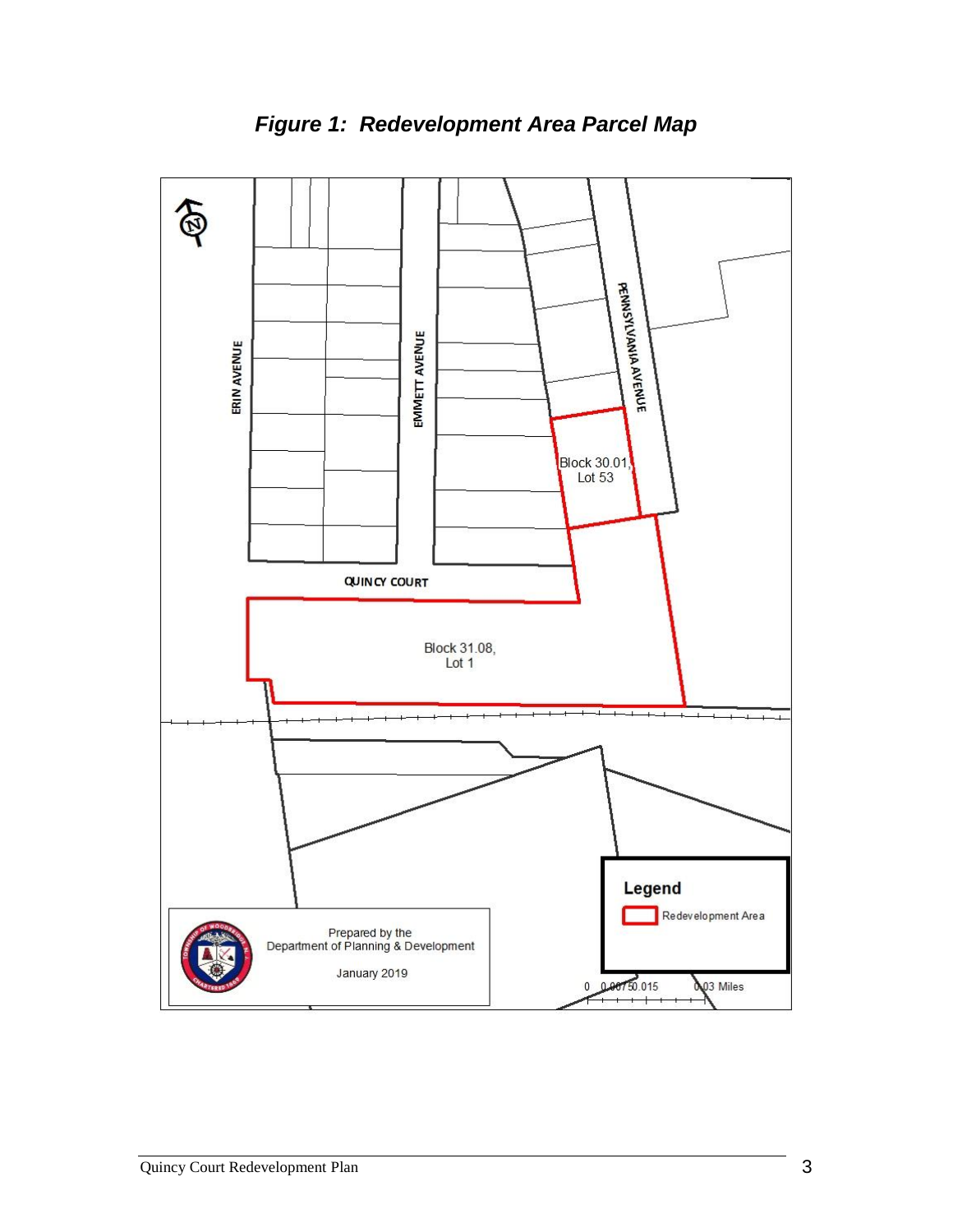***Figure 1: Redevelopment Area Parcel Map***

ERIN AVENUE

EMMETT AVENUE

PENNSYLVANIA AVENUE

QUINCY COURT

Block 30.01, Lot 53

Block 31.08, Lot 1

**Legend**

Redevelopment Area

Prepared by the Department of Planning & Development

January 2019

0 0.0075 0.015 0.03 Miles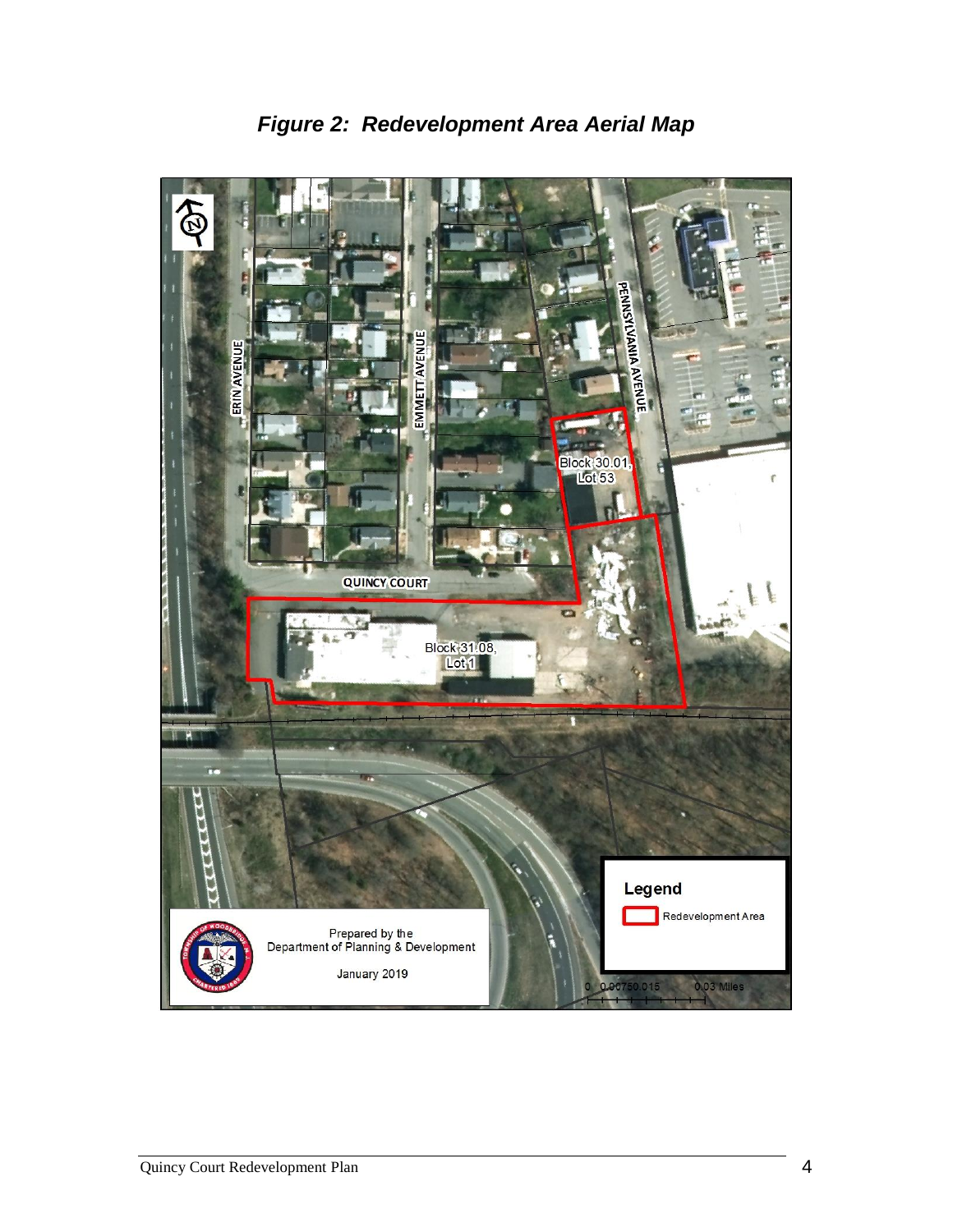## *Figure 2: Redevelopment Area Aerial Map*

ERIN AVENUE

EMMETT AVENUE

PENNSYLVANIA AVENUE

QUINCY COURT

Block 30.01, Lot 53

Block 31.08, Lot 1

Legend

Redevelopment Area

Prepared by the Department of Planning & Development

January 2019

0 0.00750.015 0.03 Miles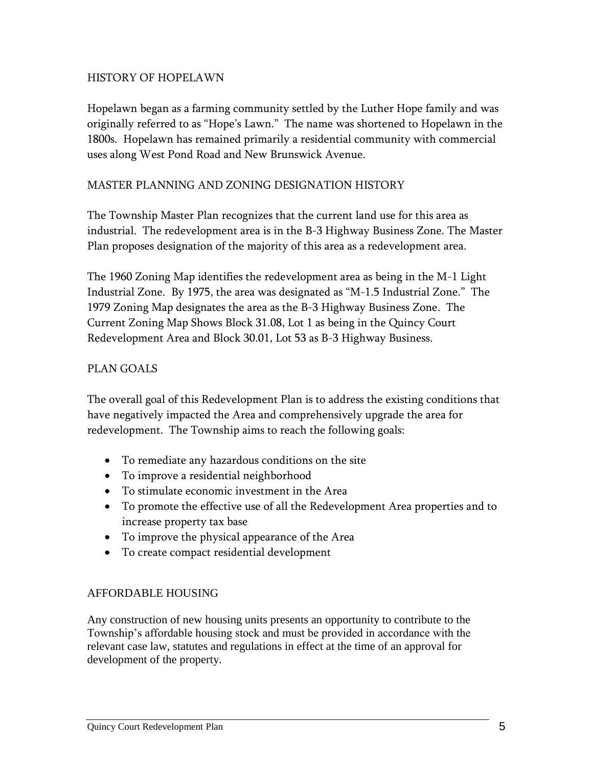## HISTORY OF HOPELAWN

Hopelawn began as a farming community settled by the Luther Hope family and was originally referred to as "Hope's Lawn." The name was shortened to Hopelawn in the 1800s. Hopelawn has remained primarily a residential community with commercial uses along West Pond Road and New Brunswick Avenue.

## MASTER PLANNING AND ZONING DESIGNATION HISTORY

The Township Master Plan recognizes that the current land use for this area as industrial. The redevelopment area is in the B-3 Highway Business Zone. The Master Plan proposes designation of the majority of this area as a redevelopment area.

The 1960 Zoning Map identifies the redevelopment area as being in the M-1 Light Industrial Zone. By 1975, the area was designated as "M-1.5 Industrial Zone." The 1979 Zoning Map designates the area as the B-3 Highway Business Zone. The Current Zoning Map Shows Block 31.08, Lot 1 as being in the Quincy Court Redevelopment Area and Block 30.01, Lot 53 as B-3 Highway Business.

## PLAN GOALS

The overall goal of this Redevelopment Plan is to address the existing conditions that have negatively impacted the Area and comprehensively upgrade the area for redevelopment. The Township aims to reach the following goals:

- To remediate any hazardous conditions on the site
- To improve a residential neighborhood
- To stimulate economic investment in the Area
- To promote the effective use of all the Redevelopment Area properties and to increase property tax base
- To improve the physical appearance of the Area
- To create compact residential development

## AFFORDABLE HOUSING

Any construction of new housing units presents an opportunity to contribute to the Township's affordable housing stock and must be provided in accordance with the relevant case law, statutes and regulations in effect at the time of an approval for development of the property.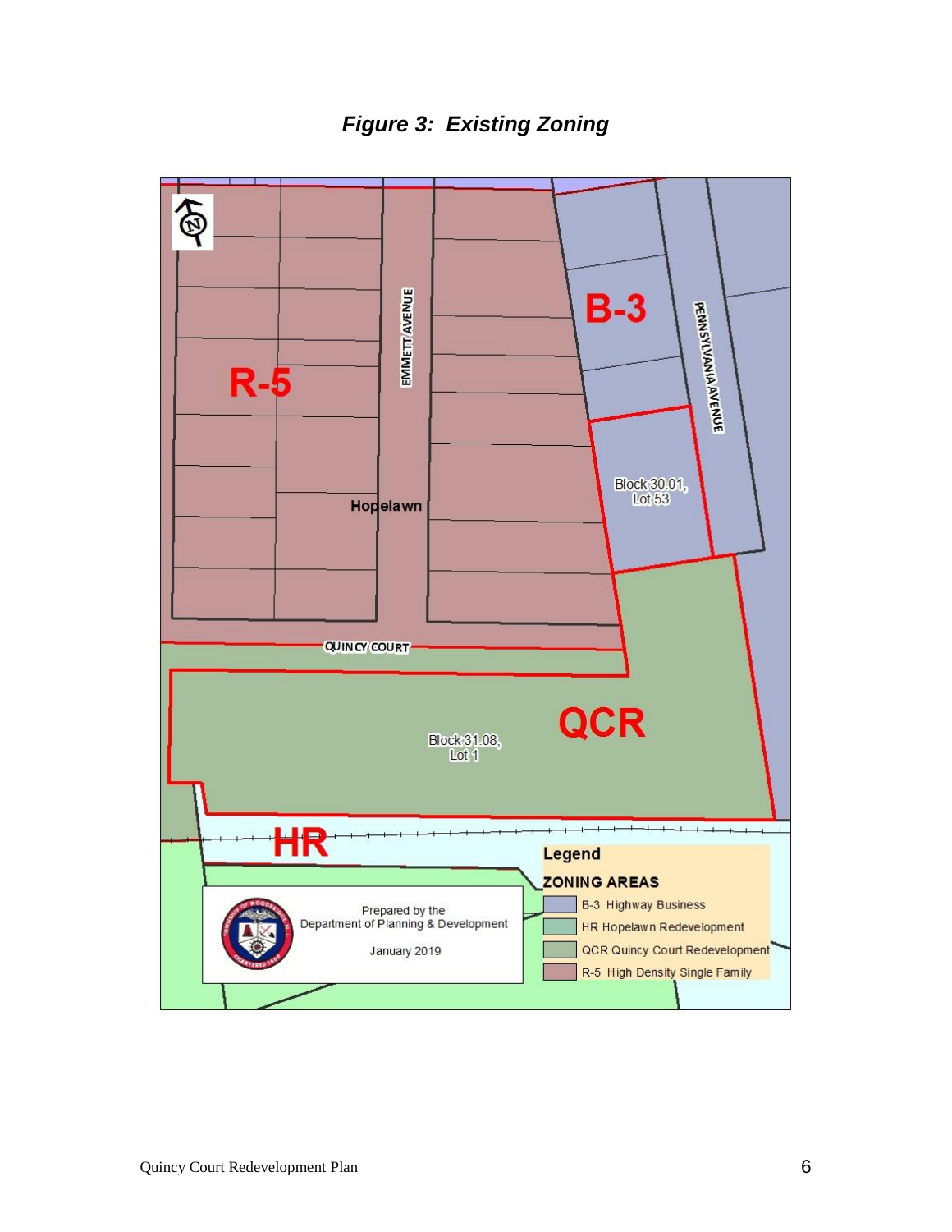***Figure 3: Existing Zoning***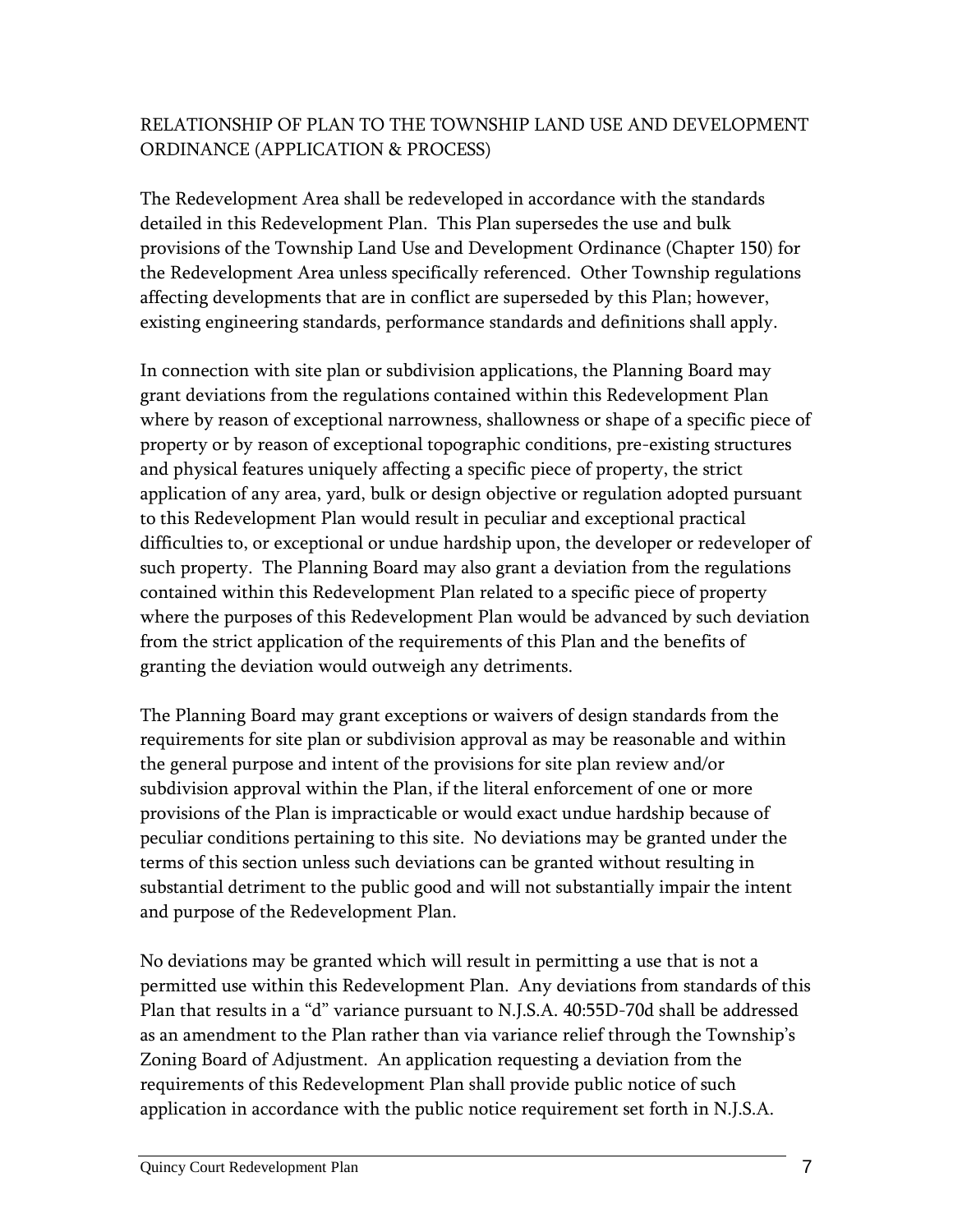## RELATIONSHIP OF PLAN TO THE TOWNSHIP LAND USE AND DEVELOPMENT ORDINANCE (APPLICATION & PROCESS)

The Redevelopment Area shall be redeveloped in accordance with the standards detailed in this Redevelopment Plan. This Plan supersedes the use and bulk provisions of the Township Land Use and Development Ordinance (Chapter 150) for the Redevelopment Area unless specifically referenced. Other Township regulations affecting developments that are in conflict are superseded by this Plan; however, existing engineering standards, performance standards and definitions shall apply.

In connection with site plan or subdivision applications, the Planning Board may grant deviations from the regulations contained within this Redevelopment Plan where by reason of exceptional narrowness, shallowness or shape of a specific piece of property or by reason of exceptional topographic conditions, pre-existing structures and physical features uniquely affecting a specific piece of property, the strict application of any area, yard, bulk or design objective or regulation adopted pursuant to this Redevelopment Plan would result in peculiar and exceptional practical difficulties to, or exceptional or undue hardship upon, the developer or redeveloper of such property. The Planning Board may also grant a deviation from the regulations contained within this Redevelopment Plan related to a specific piece of property where the purposes of this Redevelopment Plan would be advanced by such deviation from the strict application of the requirements of this Plan and the benefits of granting the deviation would outweigh any detriments.

The Planning Board may grant exceptions or waivers of design standards from the requirements for site plan or subdivision approval as may be reasonable and within the general purpose and intent of the provisions for site plan review and/or subdivision approval within the Plan, if the literal enforcement of one or more provisions of the Plan is impracticable or would exact undue hardship because of peculiar conditions pertaining to this site. No deviations may be granted under the terms of this section unless such deviations can be granted without resulting in substantial detriment to the public good and will not substantially impair the intent and purpose of the Redevelopment Plan.

No deviations may be granted which will result in permitting a use that is not a permitted use within this Redevelopment Plan. Any deviations from standards of this Plan that results in a "d" variance pursuant to N.J.S.A. 40:55D-70d shall be addressed as an amendment to the Plan rather than via variance relief through the Township's Zoning Board of Adjustment. An application requesting a deviation from the requirements of this Redevelopment Plan shall provide public notice of such application in accordance with the public notice requirement set forth in N.J.S.A.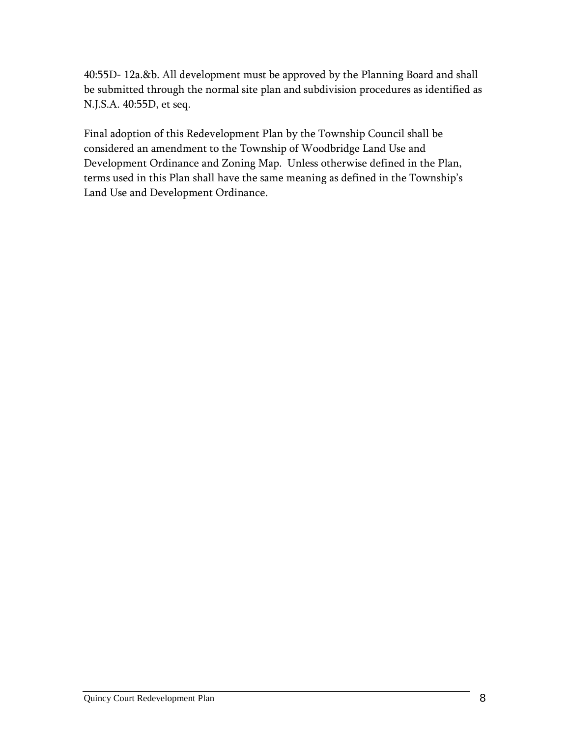40:55D- 12a.&b. All development must be approved by the Planning Board and shall be submitted through the normal site plan and subdivision procedures as identified as N.J.S.A. 40:55D, et seq.

Final adoption of this Redevelopment Plan by the Township Council shall be considered an amendment to the Township of Woodbridge Land Use and Development Ordinance and Zoning Map. Unless otherwise defined in the Plan, terms used in this Plan shall have the same meaning as defined in the Township's Land Use and Development Ordinance.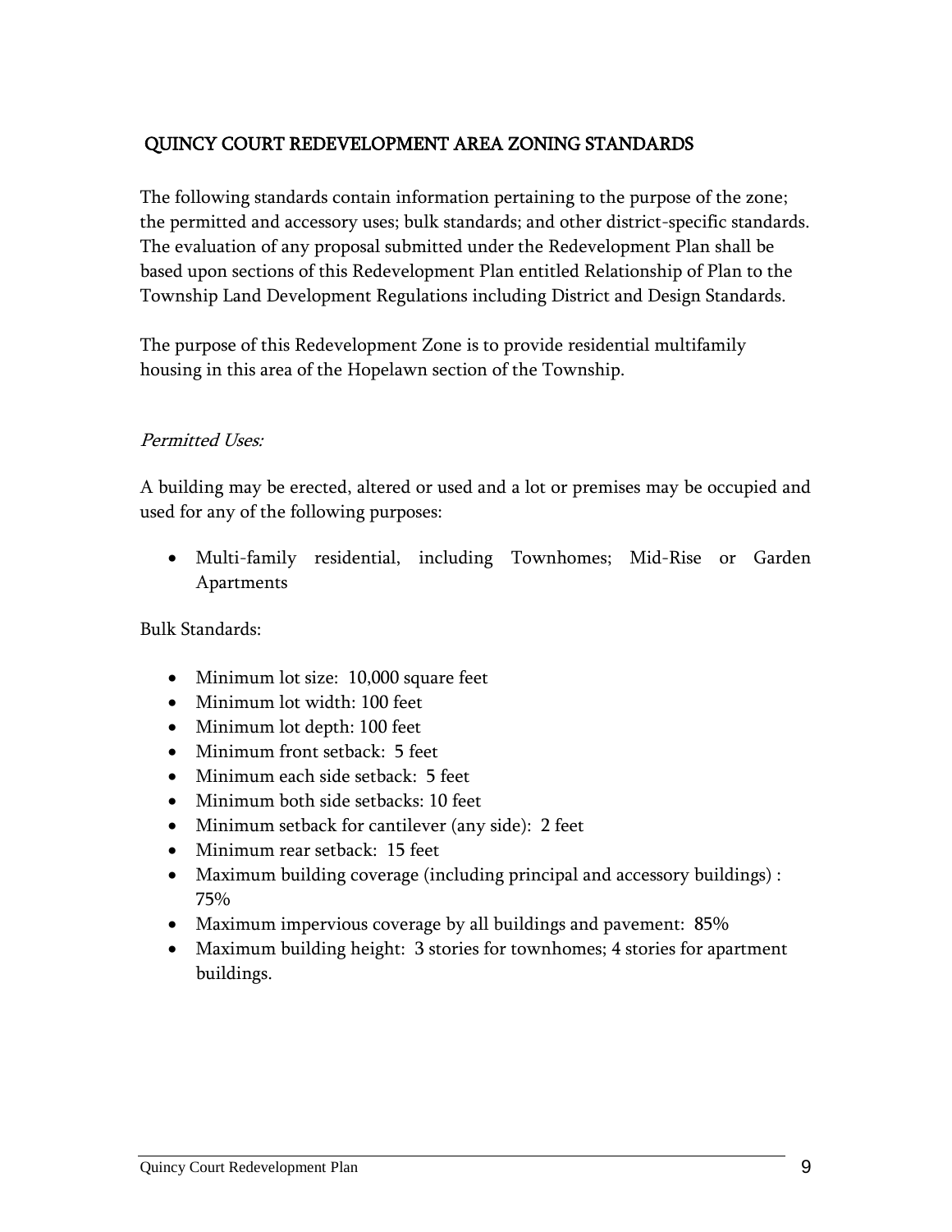## QUINCY COURT REDEVELOPMENT AREA ZONING STANDARDS

The following standards contain information pertaining to the purpose of the zone; the permitted and accessory uses; bulk standards; and other district-specific standards. The evaluation of any proposal submitted under the Redevelopment Plan shall be based upon sections of this Redevelopment Plan entitled Relationship of Plan to the Township Land Development Regulations including District and Design Standards.

The purpose of this Redevelopment Zone is to provide residential multifamily housing in this area of the Hopelawn section of the Township.

*Permitted Uses:*

A building may be erected, altered or used and a lot or premises may be occupied and used for any of the following purposes:

- Multi-family residential, including Townhomes; Mid-Rise or Garden Apartments

Bulk Standards:

- Minimum lot size: 10,000 square feet
- Minimum lot width: 100 feet
- Minimum lot depth: 100 feet
- Minimum front setback: 5 feet
- Minimum each side setback: 5 feet
- Minimum both side setbacks: 10 feet
- Minimum setback for cantilever (any side): 2 feet
- Minimum rear setback: 15 feet
- Maximum building coverage (including principal and accessory buildings) : 75%
- Maximum impervious coverage by all buildings and pavement: 85%
- Maximum building height: 3 stories for townhomes; 4 stories for apartment buildings.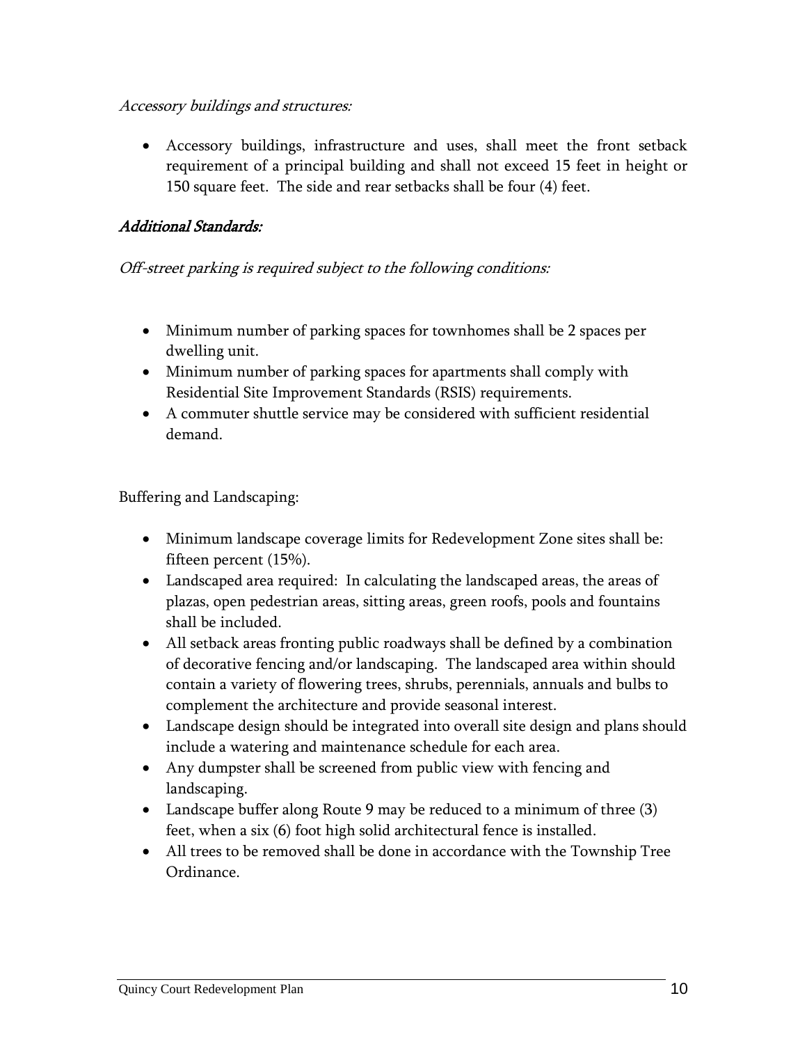*Accessory buildings and structures:*

- Accessory buildings, infrastructure and uses, shall meet the front setback requirement of a principal building and shall not exceed 15 feet in height or 150 square feet. The side and rear setbacks shall be four (4) feet.

*Additional Standards:*

*Off-street parking is required subject to the following conditions:*

- Minimum number of parking spaces for townhomes shall be 2 spaces per dwelling unit.
- Minimum number of parking spaces for apartments shall comply with Residential Site Improvement Standards (RSIS) requirements.
- A commuter shuttle service may be considered with sufficient residential demand.

Buffering and Landscaping:

- Minimum landscape coverage limits for Redevelopment Zone sites shall be: fifteen percent (15%).
- Landscaped area required: In calculating the landscaped areas, the areas of plazas, open pedestrian areas, sitting areas, green roofs, pools and fountains shall be included.
- All setback areas fronting public roadways shall be defined by a combination of decorative fencing and/or landscaping. The landscaped area within should contain a variety of flowering trees, shrubs, perennials, annuals and bulbs to complement the architecture and provide seasonal interest.
- Landscape design should be integrated into overall site design and plans should include a watering and maintenance schedule for each area.
- Any dumpster shall be screened from public view with fencing and landscaping.
- Landscape buffer along Route 9 may be reduced to a minimum of three (3) feet, when a six (6) foot high solid architectural fence is installed.
- All trees to be removed shall be done in accordance with the Township Tree Ordinance.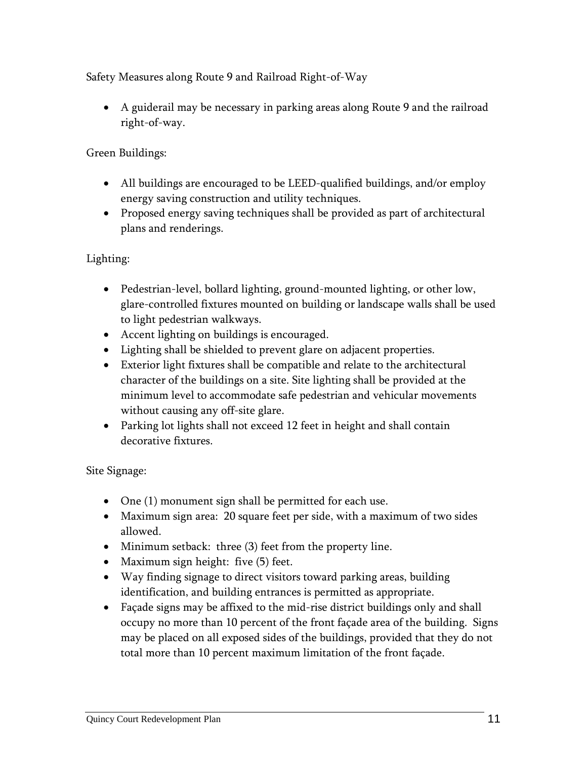Safety Measures along Route 9 and Railroad Right-of-Way

- A guiderail may be necessary in parking areas along Route 9 and the railroad right-of-way.

Green Buildings:

- All buildings are encouraged to be LEED-qualified buildings, and/or employ energy saving construction and utility techniques.
- Proposed energy saving techniques shall be provided as part of architectural plans and renderings.

Lighting:

- Pedestrian-level, bollard lighting, ground-mounted lighting, or other low, glare-controlled fixtures mounted on building or landscape walls shall be used to light pedestrian walkways.
- Accent lighting on buildings is encouraged.
- Lighting shall be shielded to prevent glare on adjacent properties.
- Exterior light fixtures shall be compatible and relate to the architectural character of the buildings on a site. Site lighting shall be provided at the minimum level to accommodate safe pedestrian and vehicular movements without causing any off-site glare.
- Parking lot lights shall not exceed 12 feet in height and shall contain decorative fixtures.

Site Signage:

- One (1) monument sign shall be permitted for each use.
- Maximum sign area: 20 square feet per side, with a maximum of two sides allowed.
- Minimum setback: three (3) feet from the property line.
- Maximum sign height: five (5) feet.
- Way finding signage to direct visitors toward parking areas, building identification, and building entrances is permitted as appropriate.
- Façade signs may be affixed to the mid-rise district buildings only and shall occupy no more than 10 percent of the front façade area of the building. Signs may be placed on all exposed sides of the buildings, provided that they do not total more than 10 percent maximum limitation of the front façade.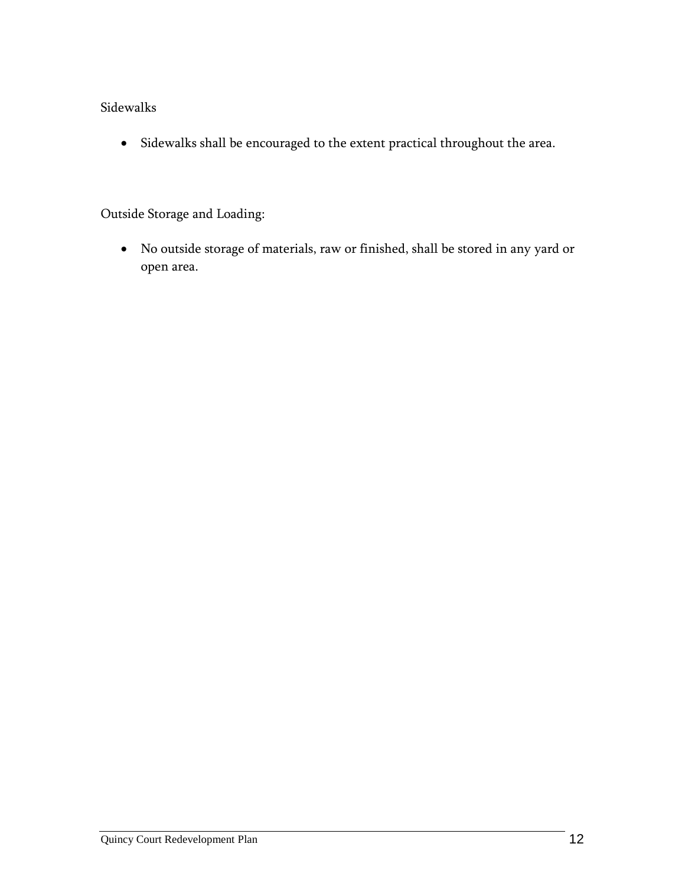Sidewalks

- Sidewalks shall be encouraged to the extent practical throughout the area.

Outside Storage and Loading:

- No outside storage of materials, raw or finished, shall be stored in any yard or open area.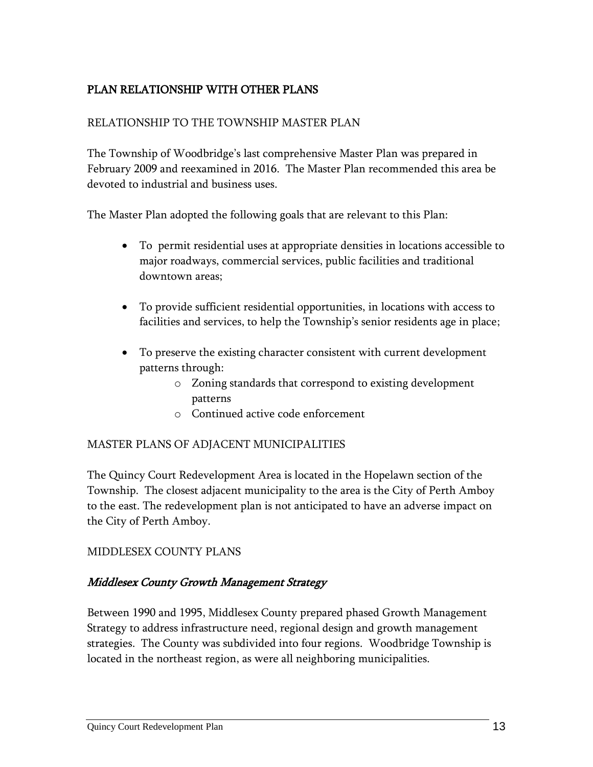## PLAN RELATIONSHIP WITH OTHER PLANS

### RELATIONSHIP TO THE TOWNSHIP MASTER PLAN

The Township of Woodbridge's last comprehensive Master Plan was prepared in February 2009 and reexamined in 2016. The Master Plan recommended this area be devoted to industrial and business uses.

The Master Plan adopted the following goals that are relevant to this Plan:

- To permit residential uses at appropriate densities in locations accessible to major roadways, commercial services, public facilities and traditional downtown areas;
- To provide sufficient residential opportunities, in locations with access to facilities and services, to help the Township's senior residents age in place;
- To preserve the existing character consistent with current development patterns through:
  - Zoning standards that correspond to existing development patterns
  - Continued active code enforcement

### MASTER PLANS OF ADJACENT MUNICIPALITIES

The Quincy Court Redevelopment Area is located in the Hopelawn section of the Township. The closest adjacent municipality to the area is the City of Perth Amboy to the east. The redevelopment plan is not anticipated to have an adverse impact on the City of Perth Amboy.

### MIDDLESEX COUNTY PLANS

#### *Middlesex County Growth Management Strategy*

Between 1990 and 1995, Middlesex County prepared phased Growth Management Strategy to address infrastructure need, regional design and growth management strategies. The County was subdivided into four regions. Woodbridge Township is located in the northeast region, as were all neighboring municipalities.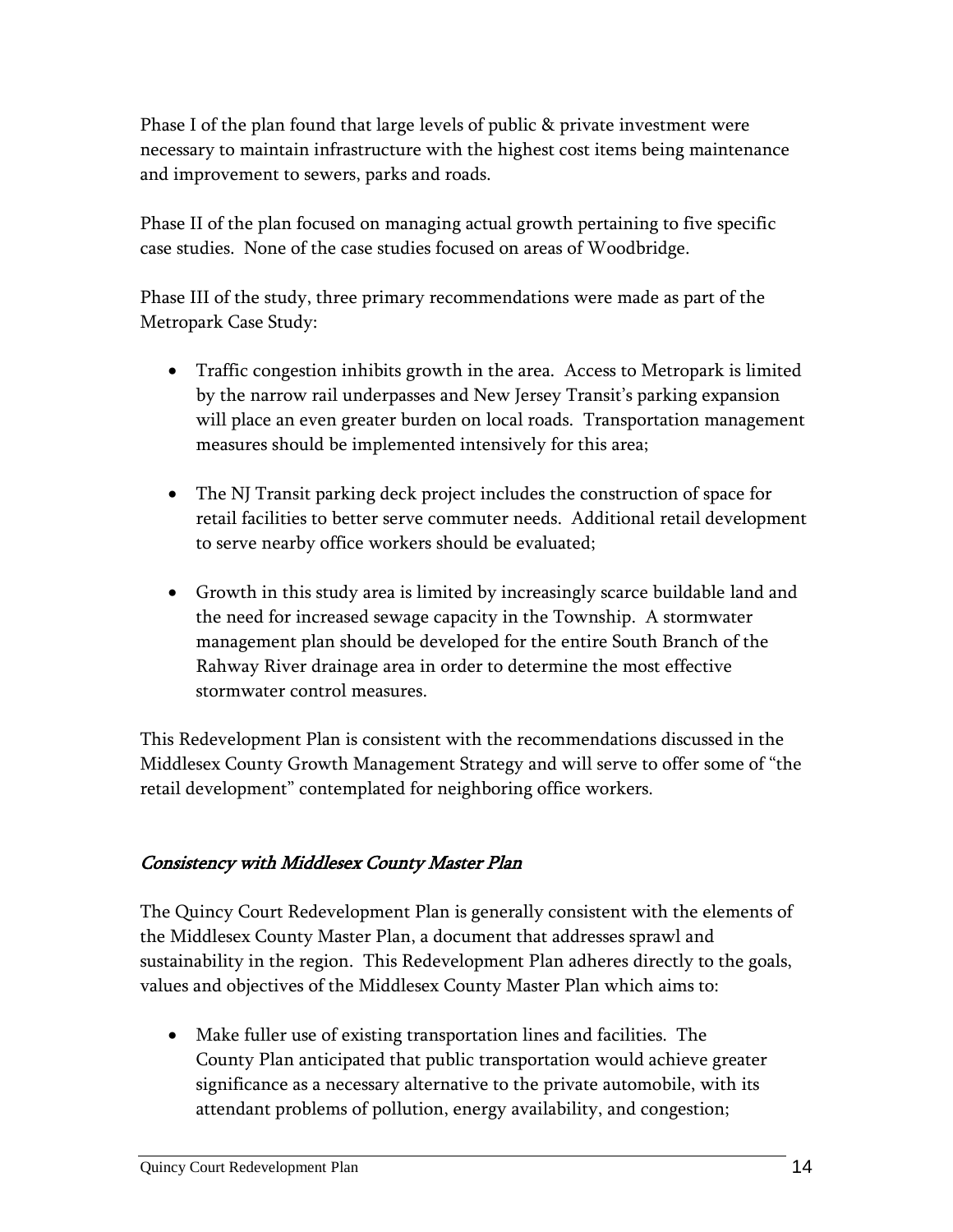Phase I of the plan found that large levels of public & private investment were necessary to maintain infrastructure with the highest cost items being maintenance and improvement to sewers, parks and roads.

Phase II of the plan focused on managing actual growth pertaining to five specific case studies. None of the case studies focused on areas of Woodbridge.

Phase III of the study, three primary recommendations were made as part of the Metropark Case Study:

- Traffic congestion inhibits growth in the area. Access to Metropark is limited by the narrow rail underpasses and New Jersey Transit's parking expansion will place an even greater burden on local roads. Transportation management measures should be implemented intensively for this area;

- The NJ Transit parking deck project includes the construction of space for retail facilities to better serve commuter needs. Additional retail development to serve nearby office workers should be evaluated;

- Growth in this study area is limited by increasingly scarce buildable land and the need for increased sewage capacity in the Township. A stormwater management plan should be developed for the entire South Branch of the Rahway River drainage area in order to determine the most effective stormwater control measures.

This Redevelopment Plan is consistent with the recommendations discussed in the Middlesex County Growth Management Strategy and will serve to offer some of "the retail development" contemplated for neighboring office workers.

### *Consistency with Middlesex County Master Plan*

The Quincy Court Redevelopment Plan is generally consistent with the elements of the Middlesex County Master Plan, a document that addresses sprawl and sustainability in the region. This Redevelopment Plan adheres directly to the goals, values and objectives of the Middlesex County Master Plan which aims to:

- Make fuller use of existing transportation lines and facilities. The County Plan anticipated that public transportation would achieve greater significance as a necessary alternative to the private automobile, with its attendant problems of pollution, energy availability, and congestion;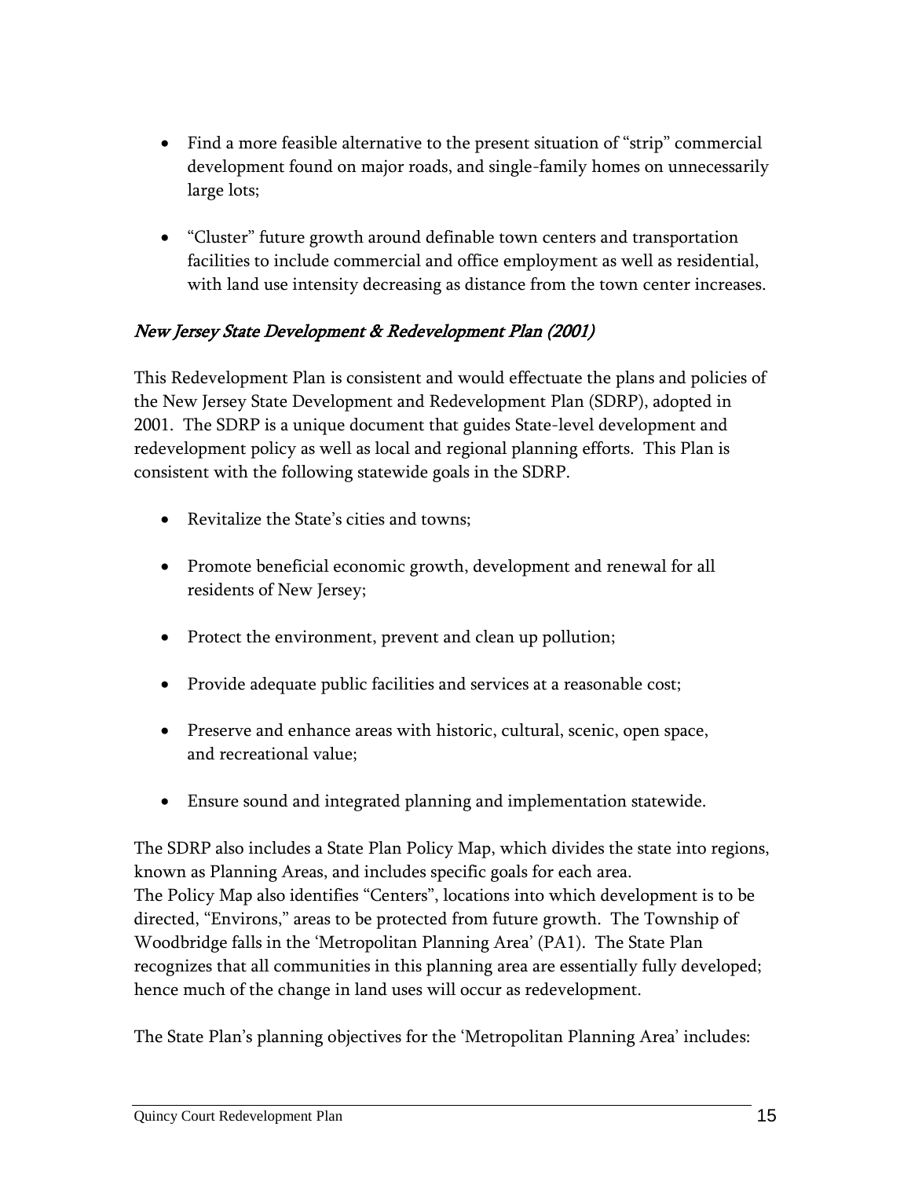- Find a more feasible alternative to the present situation of "strip" commercial development found on major roads, and single-family homes on unnecessarily large lots;

- "Cluster" future growth around definable town centers and transportation facilities to include commercial and office employment as well as residential, with land use intensity decreasing as distance from the town center increases.

### *New Jersey State Development & Redevelopment Plan (2001)*

This Redevelopment Plan is consistent and would effectuate the plans and policies of the New Jersey State Development and Redevelopment Plan (SDRP), adopted in 2001. The SDRP is a unique document that guides State-level development and redevelopment policy as well as local and regional planning efforts. This Plan is consistent with the following statewide goals in the SDRP.

- Revitalize the State's cities and towns;

- Promote beneficial economic growth, development and renewal for all residents of New Jersey;

- Protect the environment, prevent and clean up pollution;

- Provide adequate public facilities and services at a reasonable cost;

- Preserve and enhance areas with historic, cultural, scenic, open space, and recreational value;

- Ensure sound and integrated planning and implementation statewide.

The SDRP also includes a State Plan Policy Map, which divides the state into regions, known as Planning Areas, and includes specific goals for each area.
The Policy Map also identifies "Centers", locations into which development is to be directed, "Environs," areas to be protected from future growth. The Township of Woodbridge falls in the 'Metropolitan Planning Area' (PA1). The State Plan recognizes that all communities in this planning area are essentially fully developed; hence much of the change in land uses will occur as redevelopment.

The State Plan's planning objectives for the 'Metropolitan Planning Area' includes: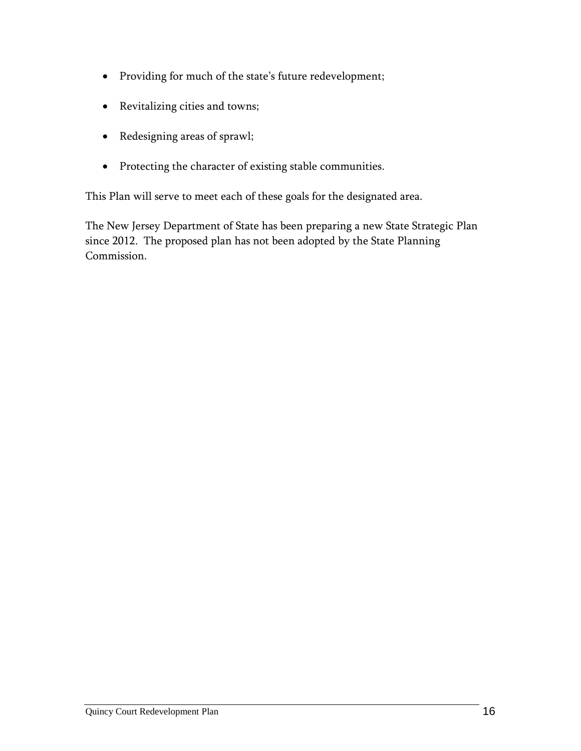- Providing for much of the state's future redevelopment;
- Revitalizing cities and towns;
- Redesigning areas of sprawl;
- Protecting the character of existing stable communities.

This Plan will serve to meet each of these goals for the designated area.

The New Jersey Department of State has been preparing a new State Strategic Plan since 2012. The proposed plan has not been adopted by the State Planning Commission.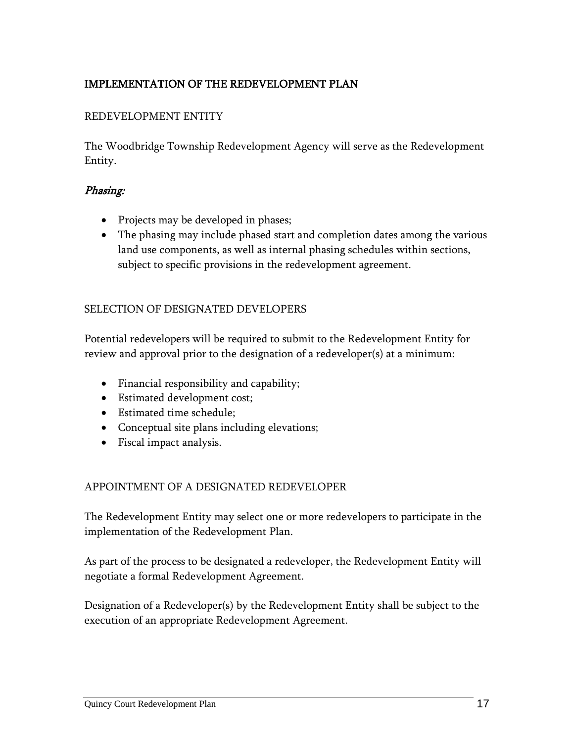## IMPLEMENTATION OF THE REDEVELOPMENT PLAN

### REDEVELOPMENT ENTITY

The Woodbridge Township Redevelopment Agency will serve as the Redevelopment Entity.

### *Phasing:*

- Projects may be developed in phases;
- The phasing may include phased start and completion dates among the various land use components, as well as internal phasing schedules within sections, subject to specific provisions in the redevelopment agreement.

### SELECTION OF DESIGNATED DEVELOPERS

Potential redevelopers will be required to submit to the Redevelopment Entity for review and approval prior to the designation of a redeveloper(s) at a minimum:

- Financial responsibility and capability;
- Estimated development cost;
- Estimated time schedule;
- Conceptual site plans including elevations;
- Fiscal impact analysis.

### APPOINTMENT OF A DESIGNATED REDEVELOPER

The Redevelopment Entity may select one or more redevelopers to participate in the implementation of the Redevelopment Plan.

As part of the process to be designated a redeveloper, the Redevelopment Entity will negotiate a formal Redevelopment Agreement.

Designation of a Redeveloper(s) by the Redevelopment Entity shall be subject to the execution of an appropriate Redevelopment Agreement.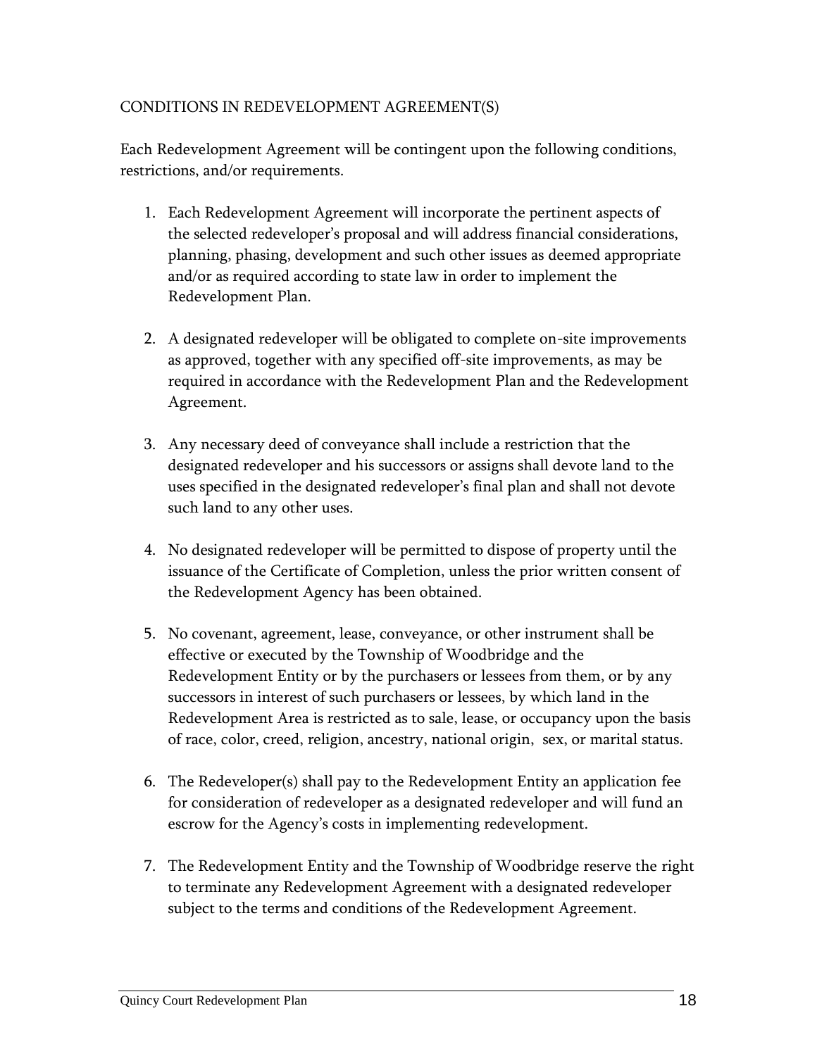## CONDITIONS IN REDEVELOPMENT AGREEMENT(S)

Each Redevelopment Agreement will be contingent upon the following conditions, restrictions, and/or requirements.

1. Each Redevelopment Agreement will incorporate the pertinent aspects of the selected redeveloper's proposal and will address financial considerations, planning, phasing, development and such other issues as deemed appropriate and/or as required according to state law in order to implement the Redevelopment Plan.

2. A designated redeveloper will be obligated to complete on-site improvements as approved, together with any specified off-site improvements, as may be required in accordance with the Redevelopment Plan and the Redevelopment Agreement.

3. Any necessary deed of conveyance shall include a restriction that the designated redeveloper and his successors or assigns shall devote land to the uses specified in the designated redeveloper's final plan and shall not devote such land to any other uses.

4. No designated redeveloper will be permitted to dispose of property until the issuance of the Certificate of Completion, unless the prior written consent of the Redevelopment Agency has been obtained.

5. No covenant, agreement, lease, conveyance, or other instrument shall be effective or executed by the Township of Woodbridge and the Redevelopment Entity or by the purchasers or lessees from them, or by any successors in interest of such purchasers or lessees, by which land in the Redevelopment Area is restricted as to sale, lease, or occupancy upon the basis of race, color, creed, religion, ancestry, national origin, sex, or marital status.

6. The Redeveloper(s) shall pay to the Redevelopment Entity an application fee for consideration of redeveloper as a designated redeveloper and will fund an escrow for the Agency's costs in implementing redevelopment.

7. The Redevelopment Entity and the Township of Woodbridge reserve the right to terminate any Redevelopment Agreement with a designated redeveloper subject to the terms and conditions of the Redevelopment Agreement.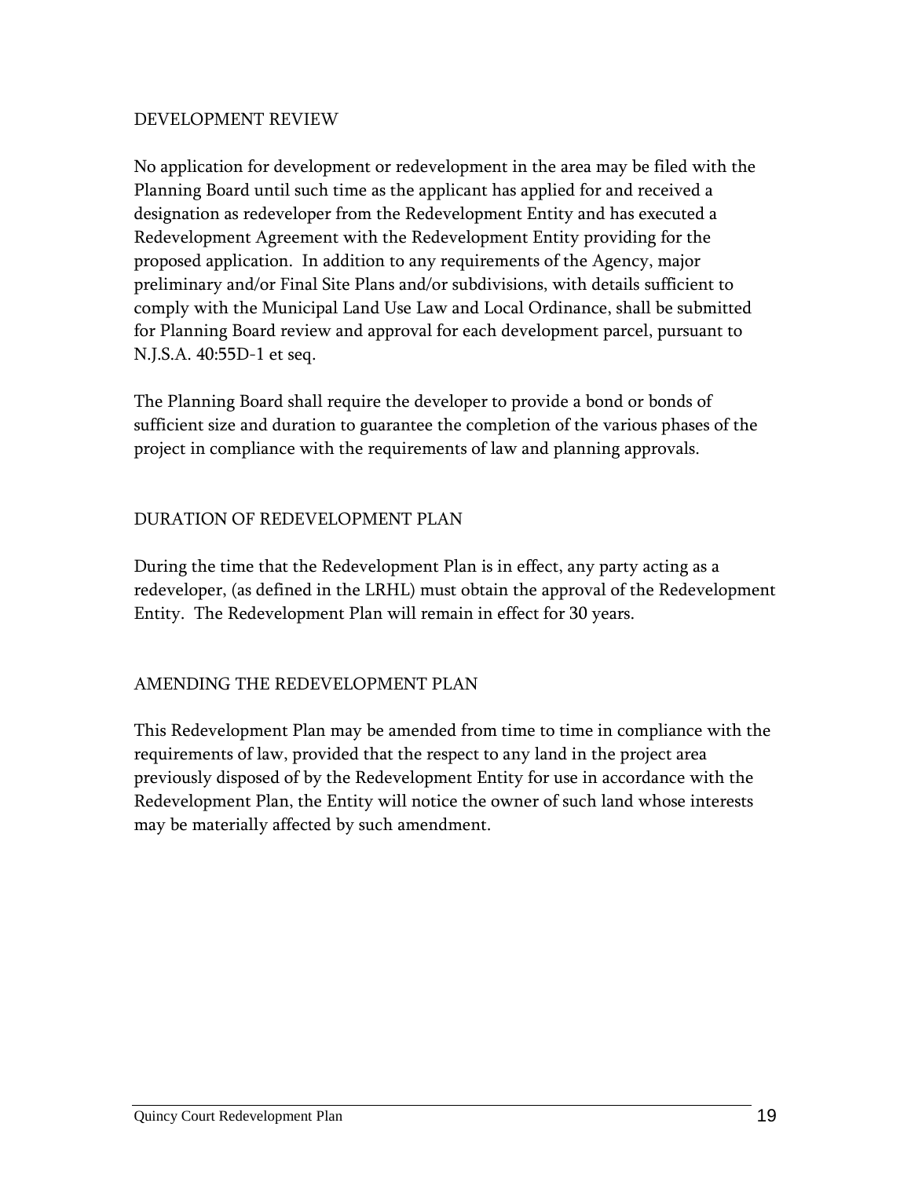## DEVELOPMENT REVIEW

No application for development or redevelopment in the area may be filed with the Planning Board until such time as the applicant has applied for and received a designation as redeveloper from the Redevelopment Entity and has executed a Redevelopment Agreement with the Redevelopment Entity providing for the proposed application. In addition to any requirements of the Agency, major preliminary and/or Final Site Plans and/or subdivisions, with details sufficient to comply with the Municipal Land Use Law and Local Ordinance, shall be submitted for Planning Board review and approval for each development parcel, pursuant to N.J.S.A. 40:55D-1 et seq.

The Planning Board shall require the developer to provide a bond or bonds of sufficient size and duration to guarantee the completion of the various phases of the project in compliance with the requirements of law and planning approvals.

## DURATION OF REDEVELOPMENT PLAN

During the time that the Redevelopment Plan is in effect, any party acting as a redeveloper, (as defined in the LRHL) must obtain the approval of the Redevelopment Entity. The Redevelopment Plan will remain in effect for 30 years.

## AMENDING THE REDEVELOPMENT PLAN

This Redevelopment Plan may be amended from time to time in compliance with the requirements of law, provided that the respect to any land in the project area previously disposed of by the Redevelopment Entity for use in accordance with the Redevelopment Plan, the Entity will notice the owner of such land whose interests may be materially affected by such amendment.